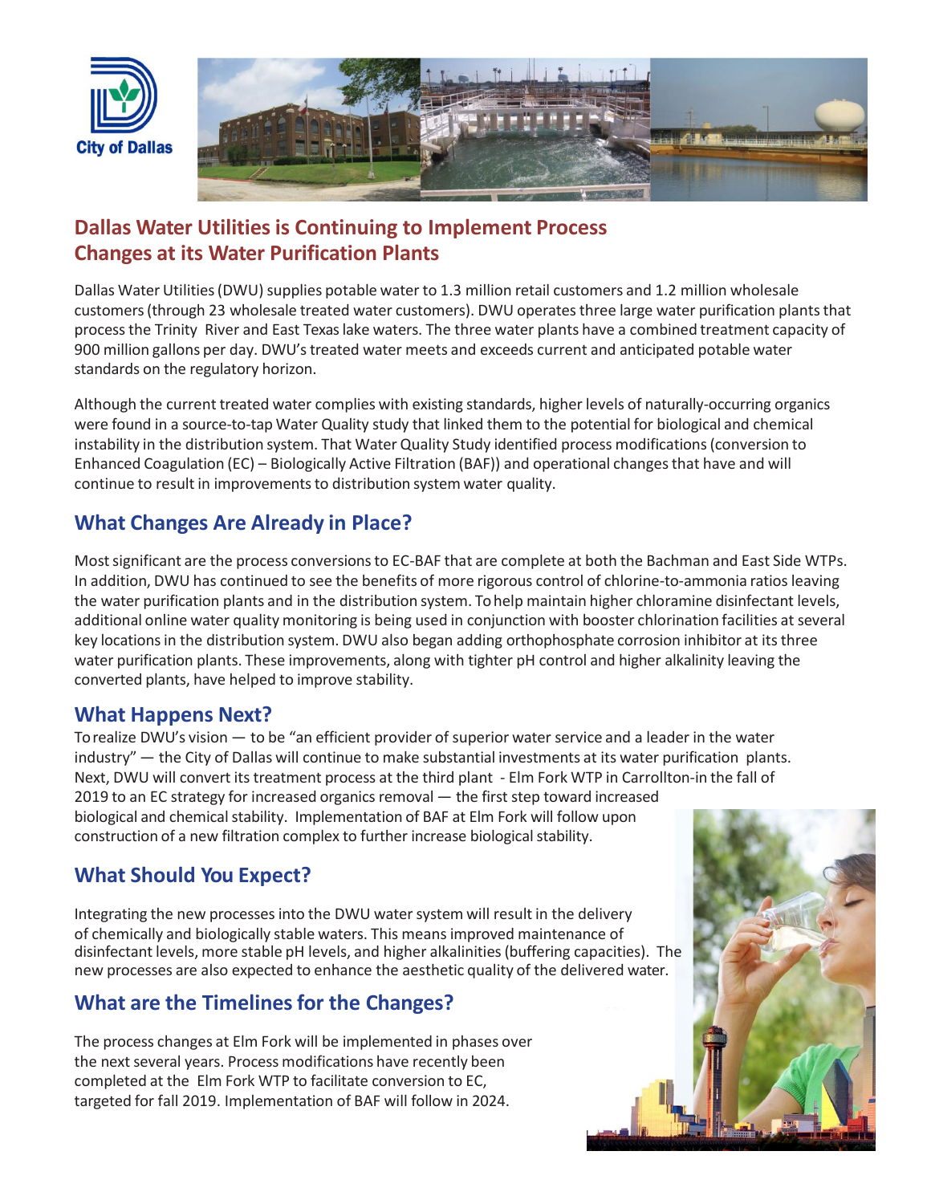City of Dallas

# Dallas Water Utilities is Continuing to Implement Process Changes at its Water Purification Plants

Dallas Water Utilities (DWU) supplies potable water to 1.3 million retail customers and 1.2 million wholesale customers (through 23 wholesale treated water customers). DWU operates three large water purification plants that process the Trinity River and East Texas lake waters. The three water plants have a combined treatment capacity of 900 million gallons per day. DWU's treated water meets and exceeds current and anticipated potable water standards on the regulatory horizon.

Although the current treated water complies with existing standards, higher levels of naturally-occurring organics were found in a source-to-tap Water Quality study that linked them to the potential for biological and chemical instability in the distribution system. That Water Quality Study identified process modifications (conversion to Enhanced Coagulation (EC) – Biologically Active Filtration (BAF)) and operational changes that have and will continue to result in improvements to distribution system water quality.

## What Changes Are Already in Place?

Most significant are the process conversions to EC-BAF that are complete at both the Bachman and East Side WTPs. In addition, DWU has continued to see the benefits of more rigorous control of chlorine-to-ammonia ratios leaving the water purification plants and in the distribution system. To help maintain higher chloramine disinfectant levels, additional online water quality monitoring is being used in conjunction with booster chlorination facilities at several key locations in the distribution system. DWU also began adding orthophosphate corrosion inhibitor at its three water purification plants. These improvements, along with tighter pH control and higher alkalinity leaving the converted plants, have helped to improve stability.

## What Happens Next?

To realize DWU's vision — to be "an efficient provider of superior water service and a leader in the water industry" — the City of Dallas will continue to make substantial investments at its water purification plants. Next, DWU will convert its treatment process at the third plant - Elm Fork WTP in Carrollton-in the fall of 2019 to an EC strategy for increased organics removal — the first step toward increased biological and chemical stability. Implementation of BAF at Elm Fork will follow upon construction of a new filtration complex to further increase biological stability.

## What Should You Expect?

Integrating the new processes into the DWU water system will result in the delivery of chemically and biologically stable waters. This means improved maintenance of disinfectant levels, more stable pH levels, and higher alkalinities (buffering capacities). The new processes are also expected to enhance the aesthetic quality of the delivered water.

## What are the Timelines for the Changes?

The process changes at Elm Fork will be implemented in phases over the next several years. Process modifications have recently been completed at the Elm Fork WTP to facilitate conversion to EC, targeted for fall 2019. Implementation of BAF will follow in 2024.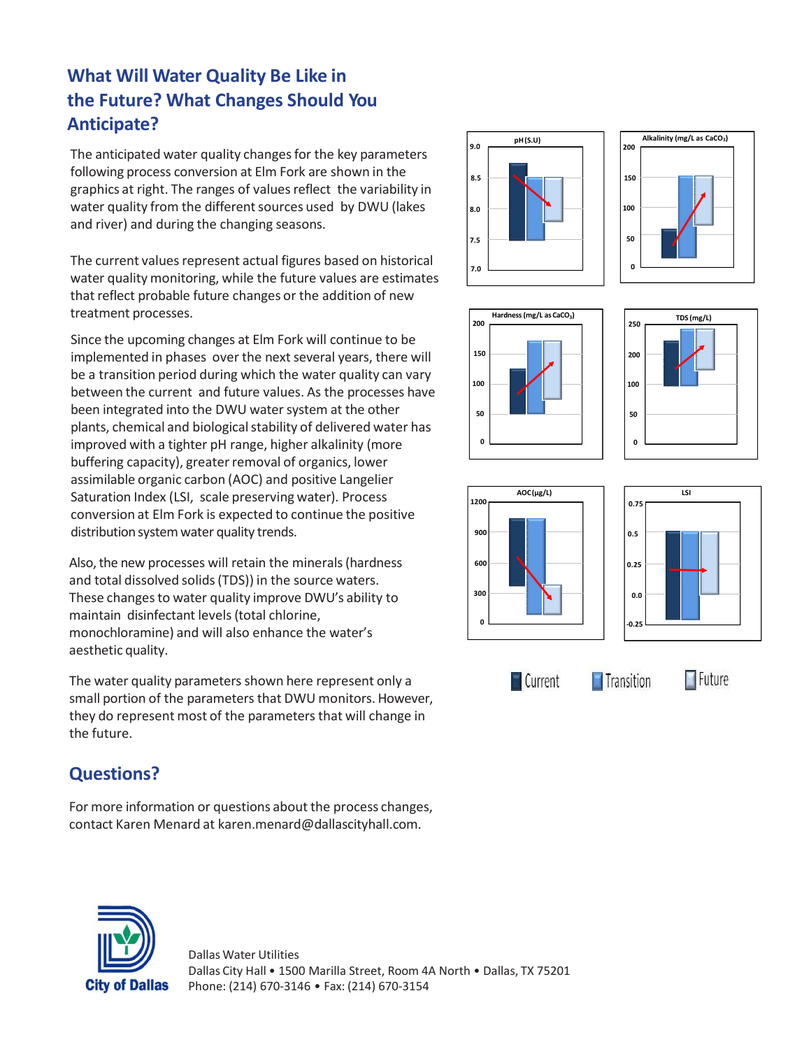## What Will Water Quality Be Like in the Future? What Changes Should You Anticipate?

The anticipated water quality changes for the key parameters following process conversion at Elm Fork are shown in the graphics at right. The ranges of values reflect the variability in water quality from the different sources used by DWU (lakes and river) and during the changing seasons.

The current values represent actual figures based on historical water quality monitoring, while the future values are estimates that reflect probable future changes or the addition of new treatment processes.

Since the upcoming changes at Elm Fork will continue to be implemented in phases over the next several years, there will be a transition period during which the water quality can vary between the current and future values. As the processes have been integrated into the DWU water system at the other plants, chemical and biological stability of delivered water has improved with a tighter pH range, higher alkalinity (more buffering capacity), greater removal of organics, lower assimilable organic carbon (AOC) and positive Langelier Saturation Index (LSI, scale preserving water). Process conversion at Elm Fork is expected to continue the positive distribution system water quality trends.

Also, the new processes will retain the minerals (hardness and total dissolved solids (TDS)) in the source waters. These changes to water quality improve DWU's ability to maintain disinfectant levels (total chlorine, monochloramine) and will also enhance the water's aesthetic quality.

The water quality parameters shown here represent only a small portion of the parameters that DWU monitors. However, they do represent most of the parameters that will change in the future.

pH (S.U)
9.0
8.5
8.0
7.5
7.0

Alkalinity (mg/L as $CaCO_3$)
200
150
100
50
0

Hardness (mg/L as $CaCO_3$)
200
150
100
50
0

TDS (mg/L)
250
200
100
50
0

AOC (µg/L)
1200
900
600
300
0

LSI
0.75
0.5
0.25
0.0
-0.25

Current Transition Future

## Questions?

For more information or questions about the process changes, contact Karen Menard at karen.menard@dallascityhall.com.

City of Dallas

Dallas Water Utilities
Dallas City Hall • 1500 Marilla Street, Room 4A North • Dallas, TX 75201
Phone: (214) 670-3146 • Fax: (214) 670-3154